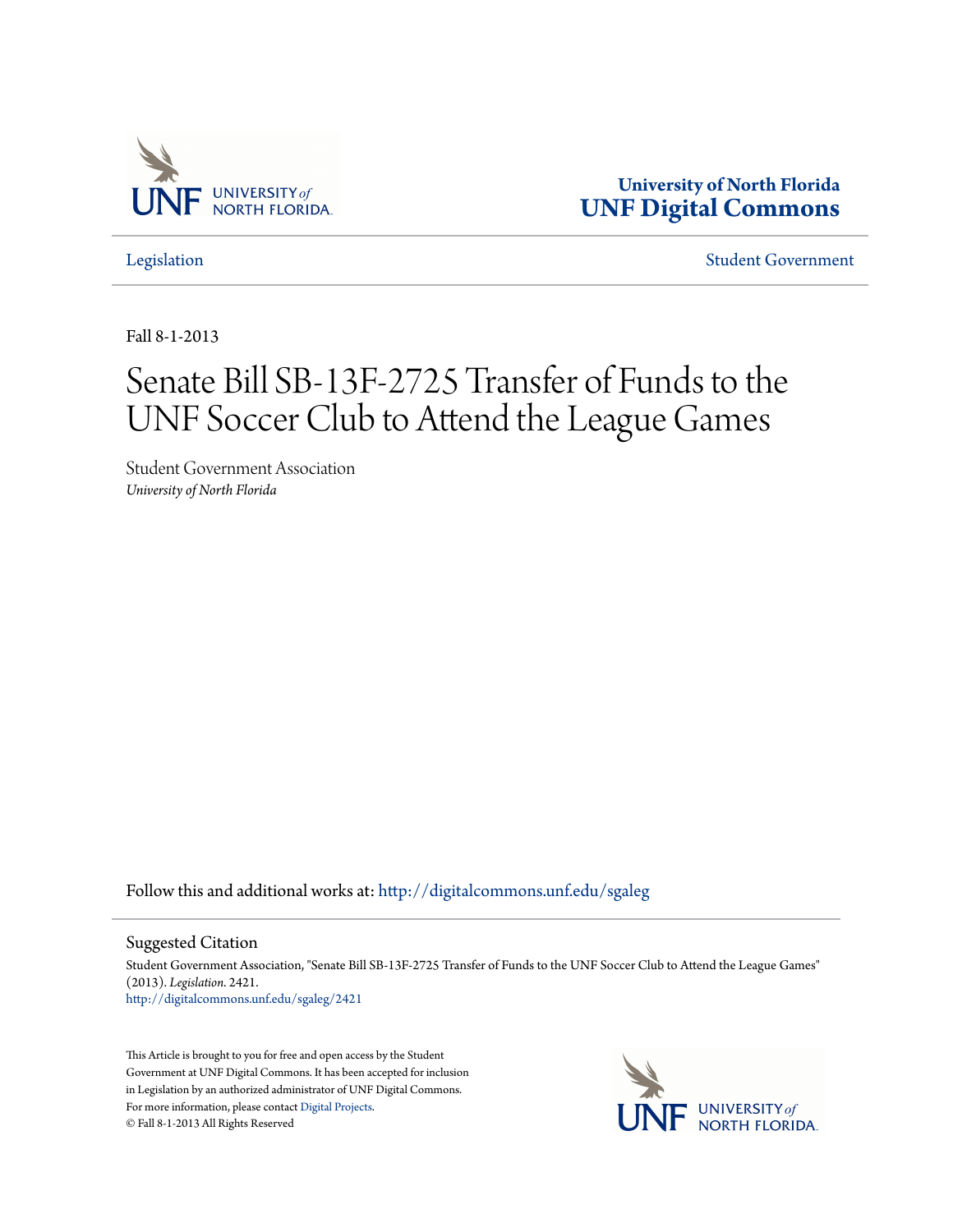University of North Florida
**UNF Digital Commons**

Legislation | Student Government

Fall 8-1-2013

# Senate Bill SB-13F-2725 Transfer of Funds to the UNF Soccer Club to Attend the League Games

Student Government Association
*University of North Florida*

Follow this and additional works at: http://digitalcommons.unf.edu/sgaleg

## Suggested Citation

Student Government Association, "Senate Bill SB-13F-2725 Transfer of Funds to the UNF Soccer Club to Attend the League Games" (2013). *Legislation*. 2421.
http://digitalcommons.unf.edu/sgaleg/2421

This Article is brought to you for free and open access by the Student Government at UNF Digital Commons. It has been accepted for inclusion in Legislation by an authorized administrator of UNF Digital Commons. For more information, please contact Digital Projects.
© Fall 8-1-2013 All Rights Reserved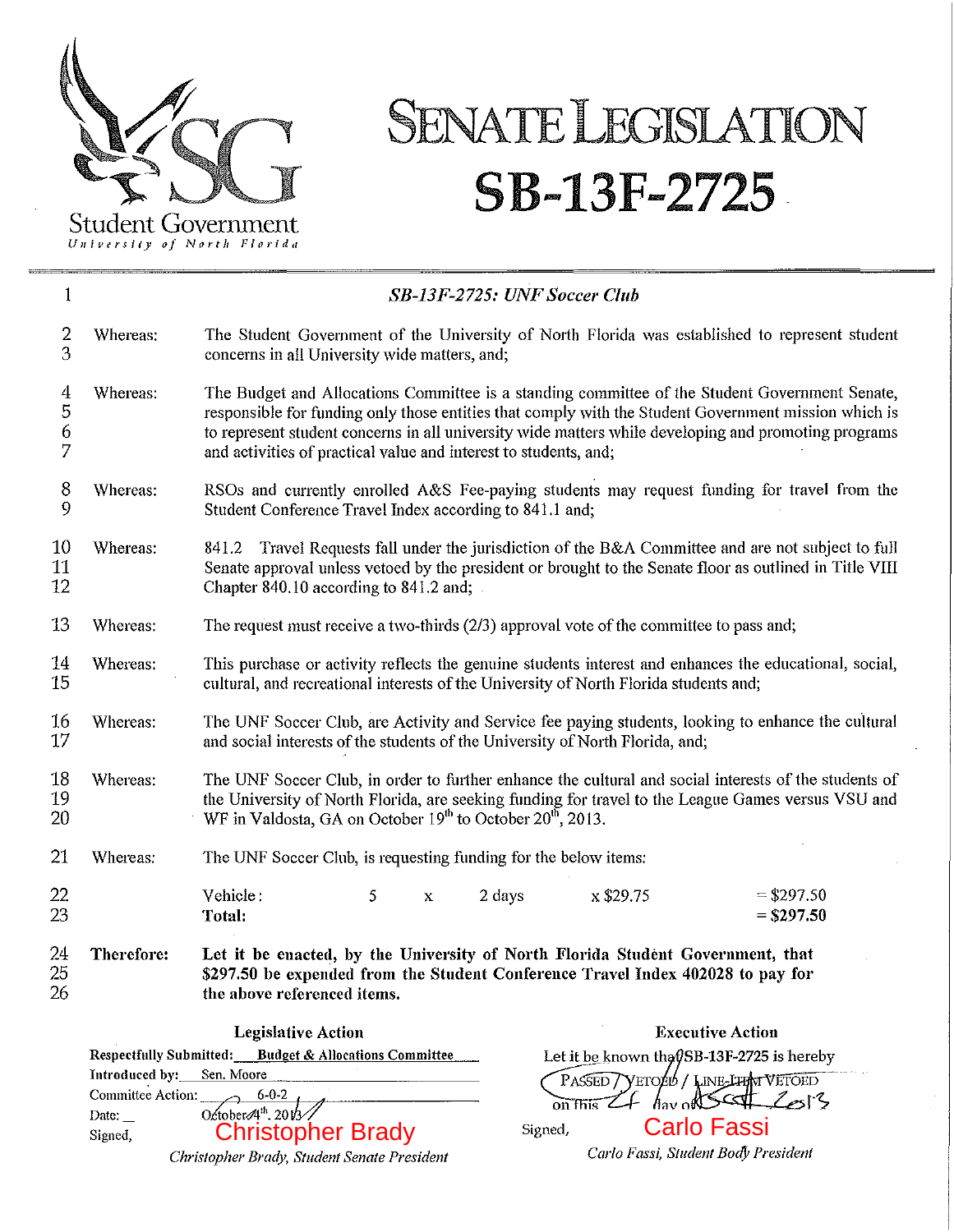# SENATE LEGISLATION

# SB-13F-2725

Student Government
University of North Florida

1 *SB-13F-2725: UNF Soccer Club*

2–3 Whereas: The Student Government of the University of North Florida was established to represent student concerns in all University wide matters, and;

4–7 Whereas: The Budget and Allocations Committee is a standing committee of the Student Government Senate, responsible for funding only those entities that comply with the Student Government mission which is to represent student concerns in all university wide matters while developing and promoting programs and activities of practical value and interest to students, and;

8–9 Whereas: RSOs and currently enrolled A&S Fee-paying students may request funding for travel from the Student Conference Travel Index according to 841.1 and;

10–12 Whereas: 841.2 Travel Requests fall under the jurisdiction of the B&A Committee and are not subject to full Senate approval unless vetoed by the president or brought to the Senate floor as outlined in Title VIII Chapter 840.10 according to 841.2 and;

13 Whereas: The request must receive a two-thirds (2/3) approval vote of the committee to pass and;

14–15 Whereas: This purchase or activity reflects the genuine students interest and enhances the educational, social, cultural, and recreational interests of the University of North Florida students and;

16–17 Whereas: The UNF Soccer Club, are Activity and Service fee paying students, looking to enhance the cultural and social interests of the students of the University of North Florida, and;

18–20 Whereas: The UNF Soccer Club, in order to further enhance the cultural and social interests of the students of the University of North Florida, are seeking funding for travel to the League Games versus VSU and WF in Valdosta, GA on October 19th to October 20th, 2013.

21 Whereas: The UNF Soccer Club, is requesting funding for the below items:

| | | | | | |
|---|---|---|---|---|---|
| 22 Vehicle: | 5 | x | 2 days | x $29.75 | = $297.50 |
| 23 **Total:** | | | | | **= $297.50** |

24–26 **Therefore: Let it be enacted, by the University of North Florida Student Government, that $297.50 be expended from the Student Conference Travel Index 402028 to pay for the above referenced items.**

**Legislative Action**

**Respectfully Submitted:** Budget & Allocations Committee
**Introduced by:** Sen. Moore
Committee Action: 6-0-2
Date: October 4th, 2013
Signed, Christopher Brady
*Christopher Brady, Student Senate President*

**Executive Action**

Let it be known that SB-13F-2725 is hereby PASSED / VETOED / LINE-ITEM VETOED on this 24 day of Oct 2013
Signed, Carlo Fassi
*Carlo Fassi, Student Body President*